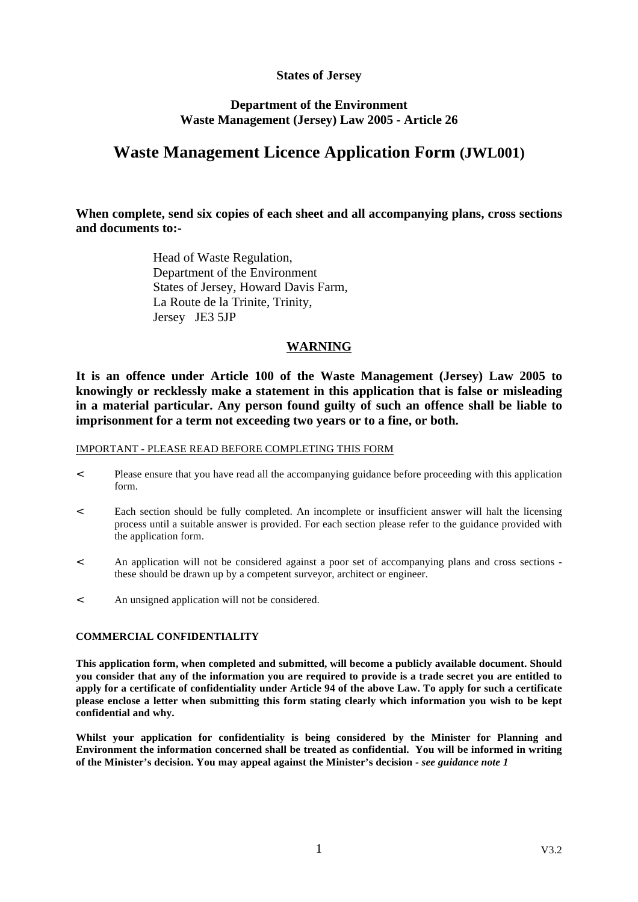**States of Jersey**

**Department of the Environment**
**Waste Management (Jersey) Law 2005 - Article 26**

# Waste Management Licence Application Form (JWL001)

**When complete, send six copies of each sheet and all accompanying plans, cross sections and documents to:-**

Head of Waste Regulation,
Department of the Environment
States of Jersey, Howard Davis Farm,
La Route de la Trinite, Trinity,
Jersey JE3 5JP

## WARNING

**It is an offence under Article 100 of the Waste Management (Jersey) Law 2005 to knowingly or recklessly make a statement in this application that is false or misleading in a material particular. Any person found guilty of such an offence shall be liable to imprisonment for a term not exceeding two years or to a fine, or both.**

IMPORTANT - PLEASE READ BEFORE COMPLETING THIS FORM

- Please ensure that you have read all the accompanying guidance before proceeding with this application form.
- Each section should be fully completed. An incomplete or insufficient answer will halt the licensing process until a suitable answer is provided. For each section please refer to the guidance provided with the application form.
- An application will not be considered against a poor set of accompanying plans and cross sections - these should be drawn up by a competent surveyor, architect or engineer.
- An unsigned application will not be considered.

**COMMERCIAL CONFIDENTIALITY**

**This application form, when completed and submitted, will become a publicly available document. Should you consider that any of the information you are required to provide is a trade secret you are entitled to apply for a certificate of confidentiality under Article 94 of the above Law. To apply for such a certificate please enclose a letter when submitting this form stating clearly which information you wish to be kept confidential and why.**

**Whilst your application for confidentiality is being considered by the Minister for Planning and Environment the information concerned shall be treated as confidential. You will be informed in writing of the Minister's decision. You may appeal against the Minister's decision -** ***see guidance note 1***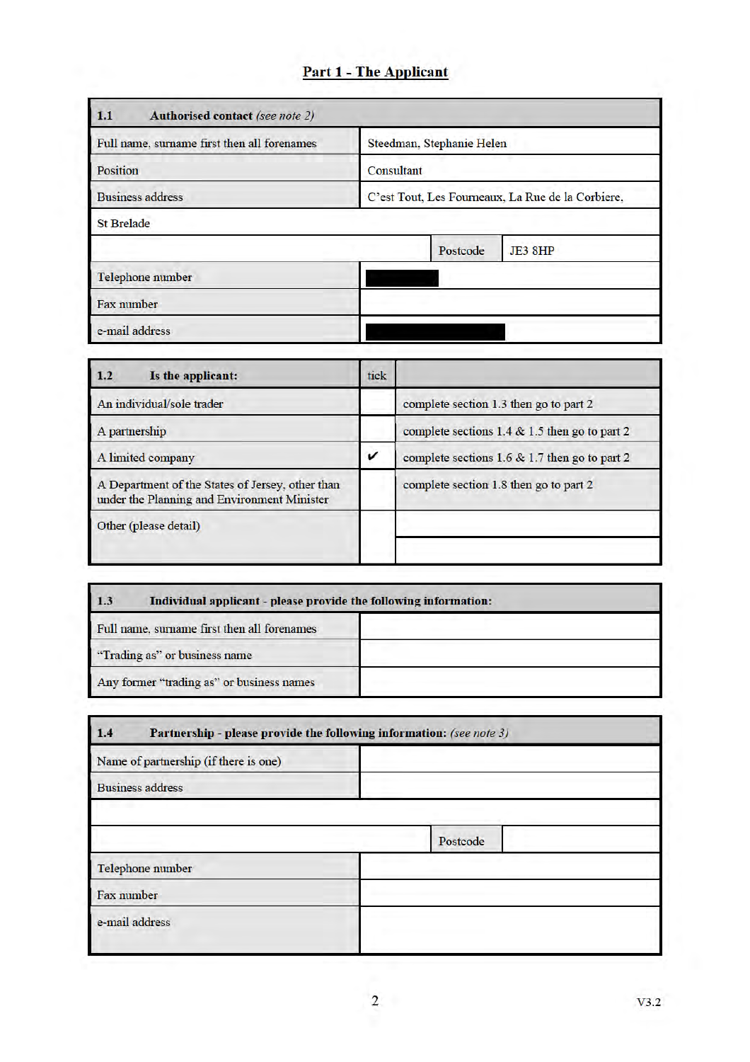## Part 1 - The Applicant

| **1.1 Authorised contact** *(see note 2)* | | | |
|---|---|---|---|
| Full name, surname first then all forenames | Steedman, Stephanie Helen | | |
| Position | Consultant | | |
| Business address | C'est Tout, Les Fourneaux, La Rue de la Corbiere, | | |
| St Brelade | | | |
| | | Postcode | JE3 8HP |
| Telephone number | | | |
| Fax number | | | |
| e-mail address | | | |

| **1.2 Is the applicant:** | tick | |
|---|---|---|
| An individual/sole trader | | complete section 1.3 then go to part 2 |
| A partnership | | complete sections 1.4 & 1.5 then go to part 2 |
| A limited company | ✔ | complete sections 1.6 & 1.7 then go to part 2 |
| A Department of the States of Jersey, other than under the Planning and Environment Minister | | complete section 1.8 then go to part 2 |
| Other (please detail) | | |

| **1.3 Individual applicant - please provide the following information:** | |
|---|---|
| Full name, surname first then all forenames | |
| "Trading as" or business name | |
| Any former "trading as" or business names | |

| **1.4 Partnership - please provide the following information:** *(see note 3)* | | | |
|---|---|---|---|
| Name of partnership (if there is one) | | | |
| Business address | | | |
| | | | |
| | | Postcode | |
| Telephone number | | | |
| Fax number | | | |
| e-mail address | | | |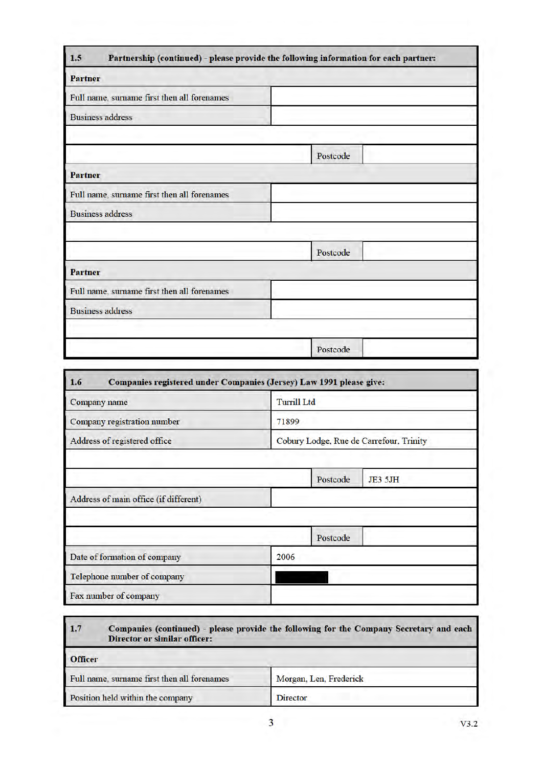| 1.5 | Partnership (continued) - please provide the following information for each partner: | | |
|---|---|---|---|
| **Partner** | | | |
| Full name, surname first then all forenames | | | |
| Business address | | | |
| | | | |
| | | Postcode | |
| **Partner** | | | |
| Full name, surname first then all forenames | | | |
| Business address | | | |
| | | | |
| | | Postcode | |
| **Partner** | | | |
| Full name, surname first then all forenames | | | |
| Business address | | | |
| | | | |
| | | Postcode | |

| 1.6 | Companies registered under Companies (Jersey) Law 1991 please give: | | |
|---|---|---|---|
| Company name | Turrill Ltd | | |
| Company registration number | 71899 | | |
| Address of registered office | Cobury Lodge, Rue de Carrefour, Trinity | | |
| | | | |
| | | Postcode | JE3 5JH |
| Address of main office (if different) | | | |
| | | | |
| | | Postcode | |
| Date of formation of company | 2006 | | |
| Telephone number of company | [REDACTED] | | |
| Fax number of company | | | |

| 1.7 | Companies (continued) - please provide the following for the Company Secretary and each Director or similar officer: |
|---|---|
| **Officer** | |
| Full name, surname first then all forenames | Morgan, Len, Frederick |
| Position held within the company | Director |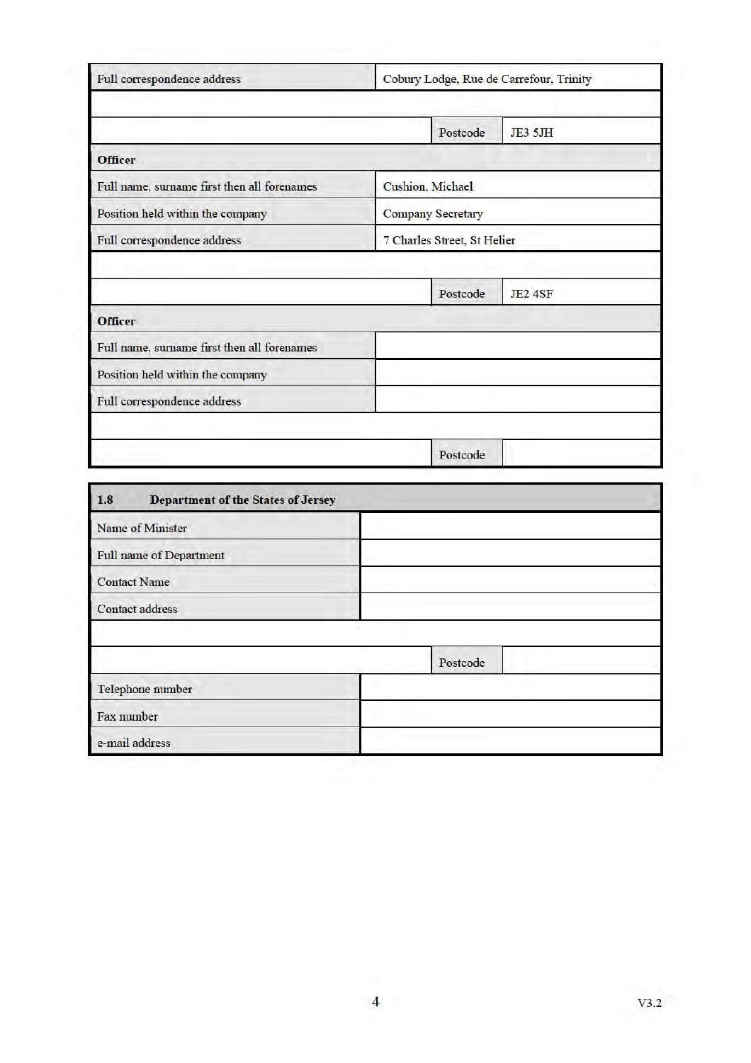| Full correspondence address | Cobury Lodge, Rue de Carrefour, Trinity | |
|---|---|---|
| | | |
| | Postcode | JE3 5JH |
| **Officer** | | |
| Full name, surname first then all forenames | Cushion, Michael | |
| Position held within the company | Company Secretary | |
| Full correspondence address | 7 Charles Street, St Helier | |
| | | |
| | Postcode | JE2 4SF |
| **Officer** | | |
| Full name, surname first then all forenames | | |
| Position held within the company | | |
| Full correspondence address | | |
| | | |
| | Postcode | |

| **1.8 Department of the States of Jersey** | | |
|---|---|---|
| Name of Minister | | |
| Full name of Department | | |
| Contact Name | | |
| Contact address | | |
| | | |
| | Postcode | |
| Telephone number | | |
| Fax number | | |
| e-mail address | | |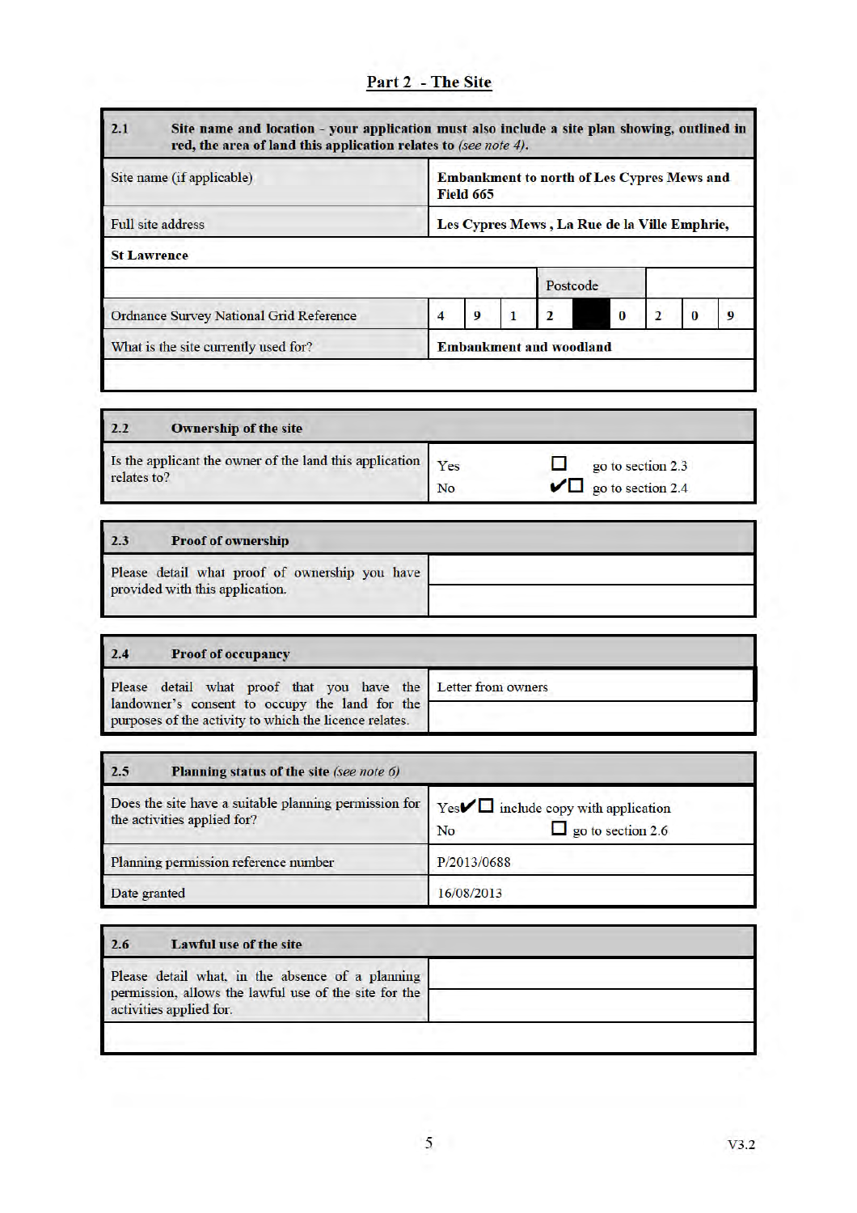## Part 2 - The Site

| **2.1** | **Site name and location - your application must also include a site plan showing, outlined in red, the area of land this application relates to** *(see note 4)*. |
|---|---|
| Site name (if applicable) | **Embankment to north of Les Cypres Mews and Field 665** |
| Full site address | **Les Cypres Mews , La Rue de la Ville Emphrie,** |
| **St Lawrence** | |
| | Postcode |
| Ordnance Survey National Grid Reference | 4 &#124; 9 &#124; 1 &#124; 2 &#124; ■ &#124; 0 &#124; 2 &#124; 0 &#124; 9 |
| What is the site currently used for? | **Embankment and woodland** |

| **2.2** | **Ownership of the site** |
|---|---|
| Is the applicant the owner of the land this application relates to? | Yes ☐ go to section 2.3<br>No ✔☐ go to section 2.4 |

| **2.3** | **Proof of ownership** |
|---|---|
| Please detail what proof of ownership you have provided with this application. | |

| **2.4** | **Proof of occupancy** |
|---|---|
| Please detail what proof that you have the landowner's consent to occupy the land for the purposes of the activity to which the licence relates. | Letter from owners |

| **2.5** | **Planning status of the site** *(see note 6)* |
|---|---|
| Does the site have a suitable planning permission for the activities applied for? | Yes ✔☐ include copy with application<br>No ☐ go to section 2.6 |
| Planning permission reference number | P/2013/0688 |
| Date granted | 16/08/2013 |

| **2.6** | **Lawful use of the site** |
|---|---|
| Please detail what, in the absence of a planning permission, allows the lawful use of the site for the activities applied for. | |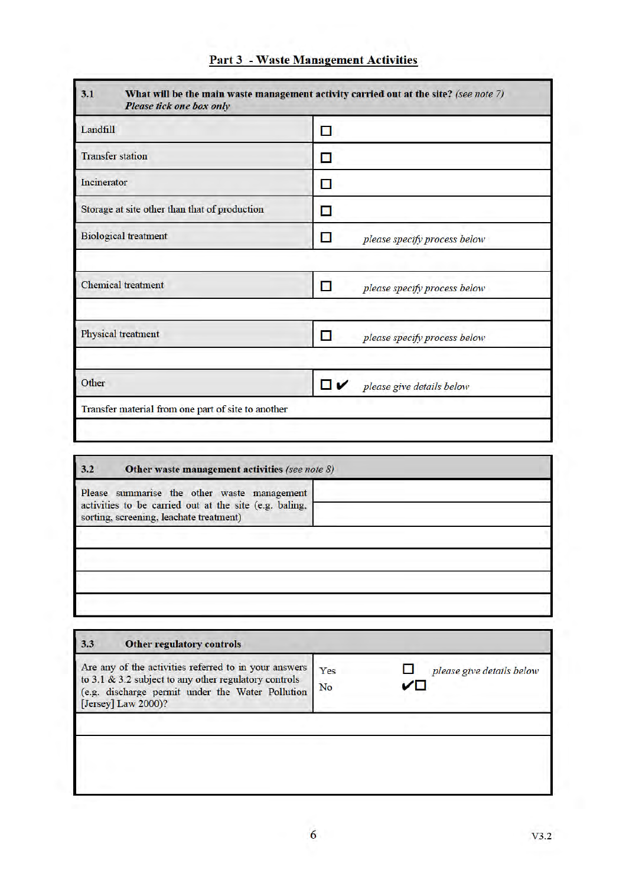## Part 3 - Waste Management Activities

| 3.1 What will be the main waste management activity carried out at the site? *(see note 7)* ***Please tick one box only*** | |
|---|---|
| Landfill | ☐ |
| Transfer station | ☐ |
| Incinerator | ☐ |
| Storage at site other than that of production | ☐ |
| Biological treatment | ☐ *please specify process below* |
| | |
| Chemical treatment | ☐ *please specify process below* |
| | |
| Physical treatment | ☐ *please specify process below* |
| | |
| Other | ☐ ✔ *please give details below* |
| Transfer material from one part of site to another | |
| | |

| 3.2 Other waste management activities *(see note 8)* | |
|---|---|
| Please summarise the other waste management activities to be carried out at the site (e.g. baling, sorting, screening, leachate treatment) | |
| | |
| | |
| | |
| | |

| 3.3 Other regulatory controls | |
|---|---|
| Are any of the activities referred to in your answers to 3.1 & 3.2 subject to any other regulatory controls (e.g. discharge permit under the Water Pollution [Jersey] Law 2000)? | Yes ☐ *please give details below*<br>No ✔☐ |
| | |
| | |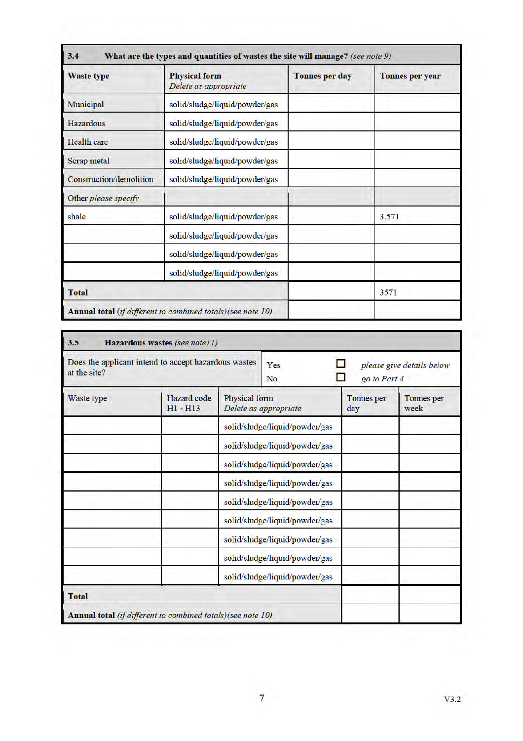| 3.4 What are the types and quantities of wastes the site will manage? *(see note 9)* | | | |
|---|---|---|---|
| **Waste type** | **Physical form** *Delete as appropriate* | **Tonnes per day** | **Tonnes per year** |
| Municipal | solid/sludge/liquid/powder/gas | | |
| Hazardous | solid/sludge/liquid/powder/gas | | |
| Health care | solid/sludge/liquid/powder/gas | | |
| Scrap metal | solid/sludge/liquid/powder/gas | | |
| Construction/demolition | solid/sludge/liquid/powder/gas | | |
| Other *please specify* | | | |
| shale | solid/sludge/liquid/powder/gas | | 3,571 |
| | solid/sludge/liquid/powder/gas | | |
| | solid/sludge/liquid/powder/gas | | |
| | solid/sludge/liquid/powder/gas | | |
| **Total** | | | 3571 |
| **Annual total** *(if different to combined totals)(see note 10)* | | | |

| 3.5 **Hazardous wastes** *(see note 11)* | | | | |
|---|---|---|---|---|
| Does the applicant intend to accept hazardous wastes at the site? | | Yes ☐ *please give details below* | | |
| | | No ☐ *go to Part 4* | | |
| Waste type | Hazard code H1 - H13 | Physical form *Delete as appropriate* | Tonnes per day | Tonnes per week |
| | | solid/sludge/liquid/powder/gas | | |
| | | solid/sludge/liquid/powder/gas | | |
| | | solid/sludge/liquid/powder/gas | | |
| | | solid/sludge/liquid/powder/gas | | |
| | | solid/sludge/liquid/powder/gas | | |
| | | solid/sludge/liquid/powder/gas | | |
| | | solid/sludge/liquid/powder/gas | | |
| | | solid/sludge/liquid/powder/gas | | |
| | | solid/sludge/liquid/powder/gas | | |
| **Total** | | | | |
| **Annual total** *(if different to combined totals)(see note 10)* | | | | |

V3.2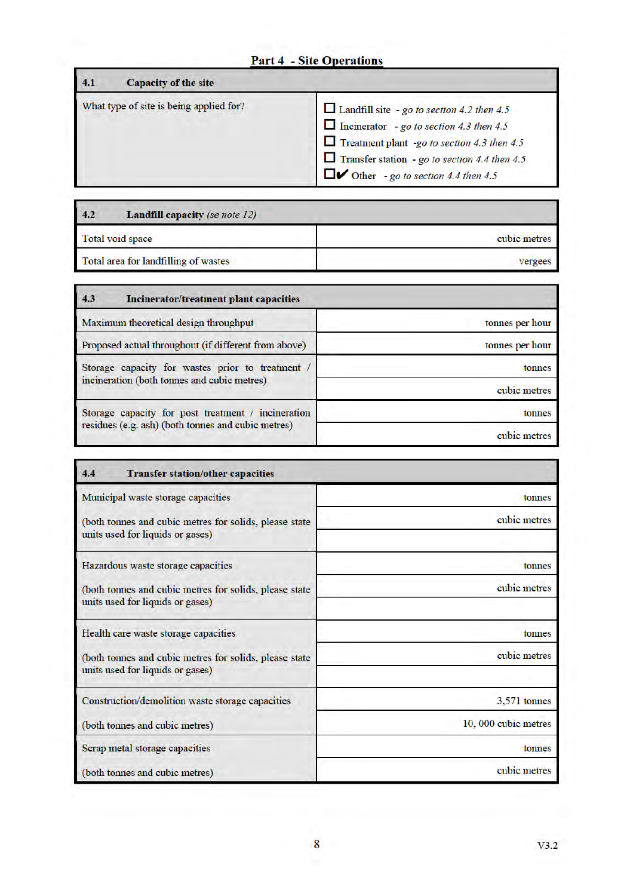## Part 4 - Site Operations

| 4.1 Capacity of the site | |
|---|---|
| What type of site is being applied for? | ☐ Landfill site *- go to section 4.2 then 4.5*<br>☐ Incinerator *- go to section 4.3 then 4.5*<br>☐ Treatment plant *-go to section 4.3 then 4.5*<br>☐ Transfer station *- go to section 4.4 then 4.5*<br>☐✔ Other *- go to section 4.4 then 4.5* |

| 4.2 **Landfill capacity** *(se note 12)* | |
|---|---|
| Total void space | cubic metres |
| Total area for landfilling of wastes | vergees |

| 4.3 Incinerator/treatment plant capacities | |
|---|---|
| Maximum theoretical design throughput | tonnes per hour |
| Proposed actual throughout (if different from above) | tonnes per hour |
| Storage capacity for wastes prior to treatment / incineration (both tonnes and cubic metres) | tonnes |
| | cubic metres |
| Storage capacity for post treatment / incineration residues (e.g. ash) (both tonnes and cubic metres) | tonnes |
| | cubic metres |

| 4.4 Transfer station/other capacities | |
|---|---|
| Municipal waste storage capacities | tonnes |
| (both tonnes and cubic metres for solids, please state units used for liquids or gases) | cubic metres |
| | |
| Hazardous waste storage capacities | tonnes |
| (both tonnes and cubic metres for solids, please state units used for liquids or gases) | cubic metres |
| | |
| Health care waste storage capacities | tonnes |
| (both tonnes and cubic metres for solids, please state units used for liquids or gases) | cubic metres |
| | |
| Construction/demolition waste storage capacities | 3,571 tonnes |
| (both tonnes and cubic metres) | 10, 000 cubic metres |
| Scrap metal storage capacities | tonnes |
| (both tonnes and cubic metres) | cubic metres |

V3.2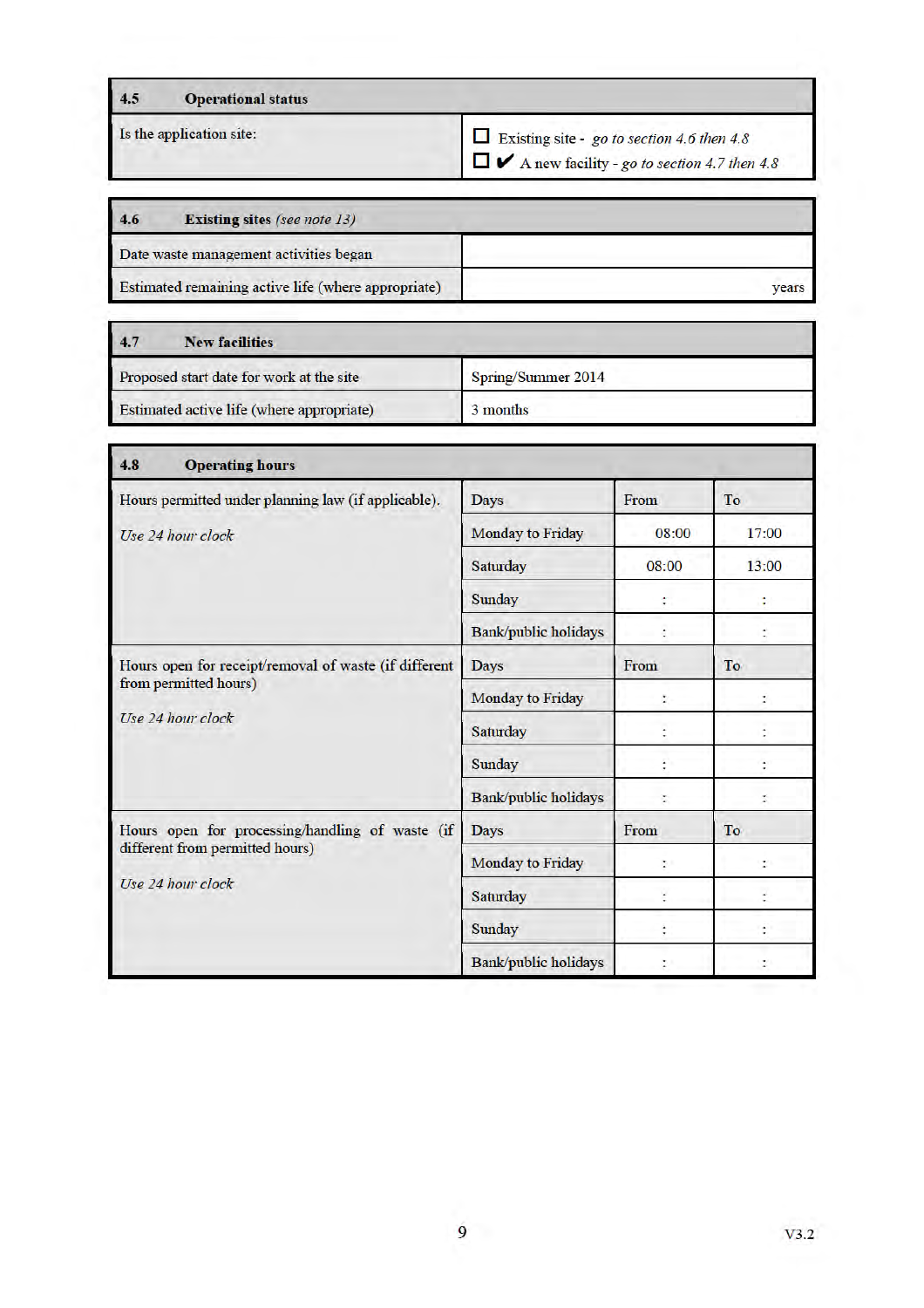| 4.5 | Operational status |
|---|---|
| Is the application site: | ☐ Existing site - *go to section 4.6 then 4.8*<br>☐ ✔ A new facility - *go to section 4.7 then 4.8* |

| 4.6 | Existing sites *(see note 13)* |
|---|---|
| Date waste management activities began | |
| Estimated remaining active life (where appropriate) | years |

| 4.7 | New facilities |
|---|---|
| Proposed start date for work at the site | Spring/Summer 2014 |
| Estimated active life (where appropriate) | 3 months |

| 4.8 Operating hours | | | |
|---|---|---|---|
| Hours permitted under planning law (if applicable).<br>*Use 24 hour clock* | Days | From | To |
| | Monday to Friday | 08:00 | 17:00 |
| | Saturday | 08:00 | 13:00 |
| | Sunday | : | : |
| | Bank/public holidays | : | : |
| Hours open for receipt/removal of waste (if different from permitted hours)<br>*Use 24 hour clock* | Days | From | To |
| | Monday to Friday | : | : |
| | Saturday | : | : |
| | Sunday | : | : |
| | Bank/public holidays | : | : |
| Hours open for processing/handling of waste (if different from permitted hours)<br>*Use 24 hour clock* | Days | From | To |
| | Monday to Friday | : | : |
| | Saturday | : | : |
| | Sunday | : | : |
| | Bank/public holidays | : | : |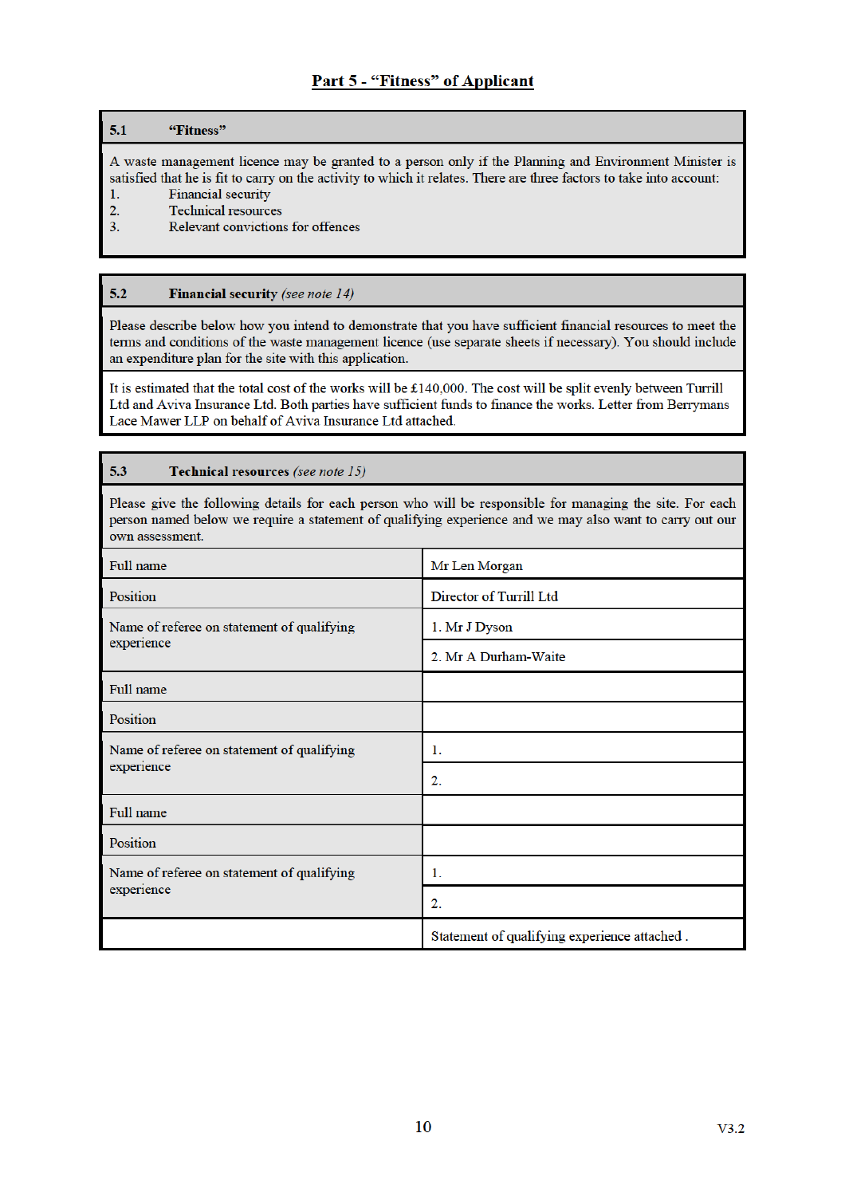## Part 5 - "Fitness" of Applicant

### 5.1 "Fitness"

A waste management licence may be granted to a person only if the Planning and Environment Minister is satisfied that he is fit to carry on the activity to which it relates. There are three factors to take into account:

1. Financial security
2. Technical resources
3. Relevant convictions for offences

### 5.2 Financial security *(see note 14)*

Please describe below how you intend to demonstrate that you have sufficient financial resources to meet the terms and conditions of the waste management licence (use separate sheets if necessary). You should include an expenditure plan for the site with this application.

It is estimated that the total cost of the works will be £140,000. The cost will be split evenly between Turrill Ltd and Aviva Insurance Ltd. Both parties have sufficient funds to finance the works. Letter from Berrymans Lace Mawer LLP on behalf of Aviva Insurance Ltd attached.

### 5.3 Technical resources *(see note 15)*

Please give the following details for each person who will be responsible for managing the site. For each person named below we require a statement of qualifying experience and we may also want to carry out our own assessment.

| Field | Details |
|---|---|
| Full name | Mr Len Morgan |
| Position | Director of Turrill Ltd |
| Name of referee on statement of qualifying experience | 1. Mr J Dyson |
| | 2. Mr A Durham-Waite |
| Full name | |
| Position | |
| Name of referee on statement of qualifying experience | 1. |
| | 2. |
| Full name | |
| Position | |
| Name of referee on statement of qualifying experience | 1. |
| | 2. |
| | Statement of qualifying experience attached . |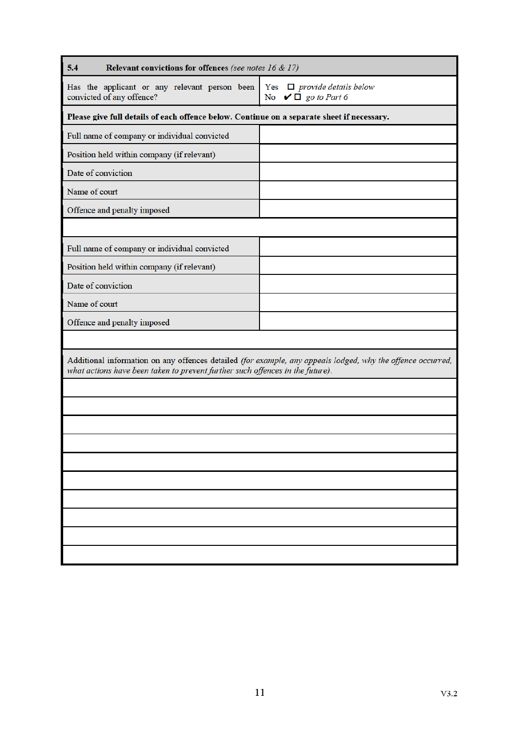| **5.4 Relevant convictions for offences** *(see notes 16 & 17)* | |
|---|---|
| Has the applicant or any relevant person been convicted of any offence? | Yes ☐ *provide details below*<br>No ✔☐ *go to Part 6* |
| **Please give full details of each offence below. Continue on a separate sheet if necessary.** | |
| Full name of company or individual convicted | |
| Position held within company (if relevant) | |
| Date of conviction | |
| Name of court | |
| Offence and penalty imposed | |
| | |
| Full name of company or individual convicted | |
| Position held within company (if relevant) | |
| Date of conviction | |
| Name of court | |
| Offence and penalty imposed | |
| | |
| Additional information on any offences detailed *(for example, any appeals lodged, why the offence occurred, what actions have been taken to prevent further such offences in the future).* | |
| | |
| | |
| | |
| | |
| | |
| | |
| | |
| | |
| | |
| | |

V3.2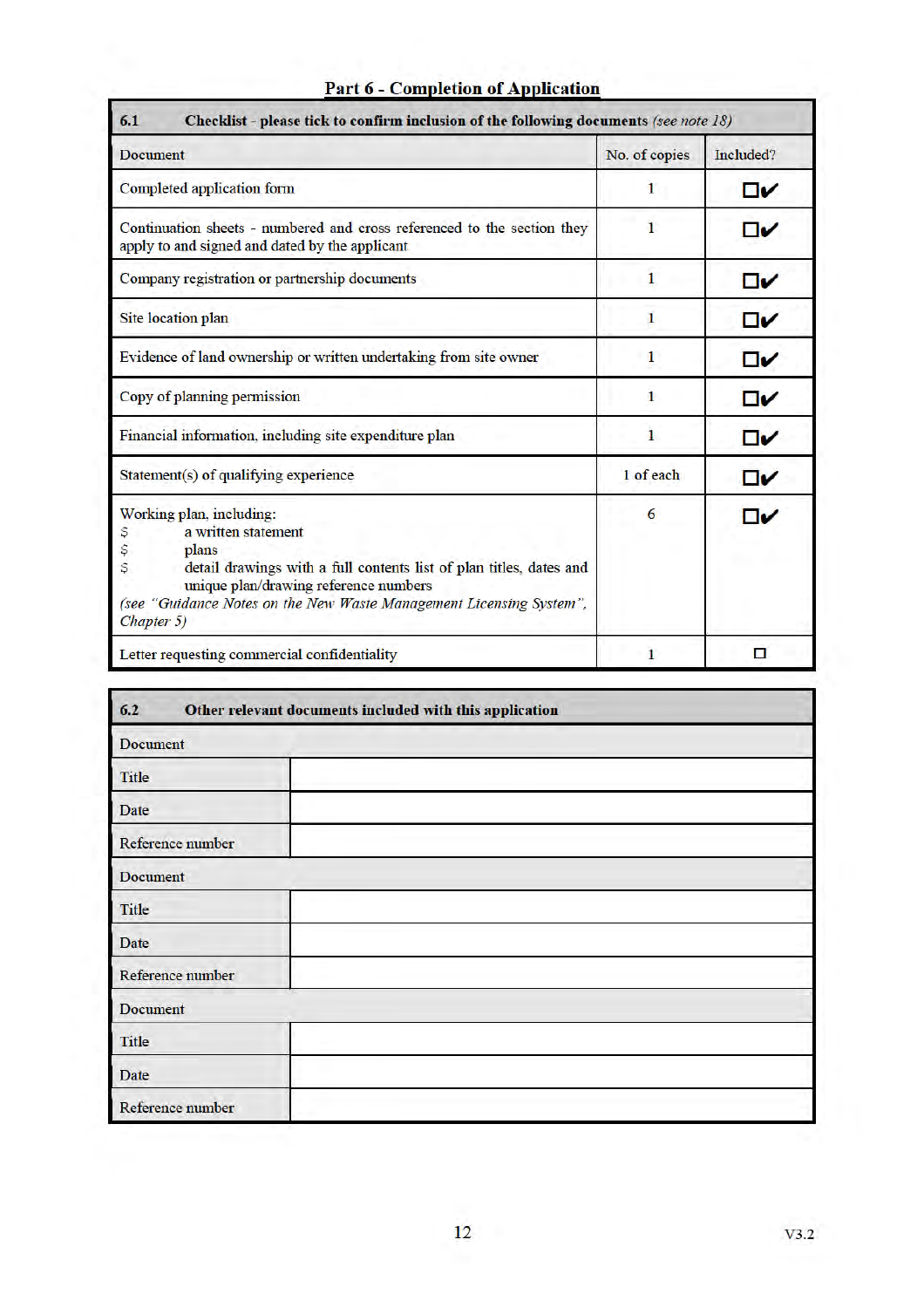## Part 6 - Completion of Application

| **6.1 Checklist** - please tick to confirm inclusion of the following documents *(see note 18)* | | |
|---|---|---|
| Document | No. of copies | Included? |
| Completed application form | 1 | ☐✔ |
| Continuation sheets - numbered and cross referenced to the section they apply to and signed and dated by the applicant | 1 | ☐✔ |
| Company registration or partnership documents | 1 | ☐✔ |
| Site location plan | 1 | ☐✔ |
| Evidence of land ownership or written undertaking from site owner | 1 | ☐✔ |
| Copy of planning permission | 1 | ☐✔ |
| Financial information, including site expenditure plan | 1 | ☐✔ |
| Statement(s) of qualifying experience | 1 of each | ☐✔ |
| Working plan, including:<br>$ a written statement<br>$ plans<br>$ detail drawings with a full contents list of plan titles, dates and unique plan/drawing reference numbers<br>*(see "Guidance Notes on the New Waste Management Licensing System", Chapter 5)* | 6 | ☐✔ |
| Letter requesting commercial confidentiality | 1 | ☐ |

| **6.2 Other relevant documents included with this application** | |
|---|---|
| Document | |
| Title | |
| Date | |
| Reference number | |
| Document | |
| Title | |
| Date | |
| Reference number | |
| Document | |
| Title | |
| Date | |
| Reference number | |

V3.2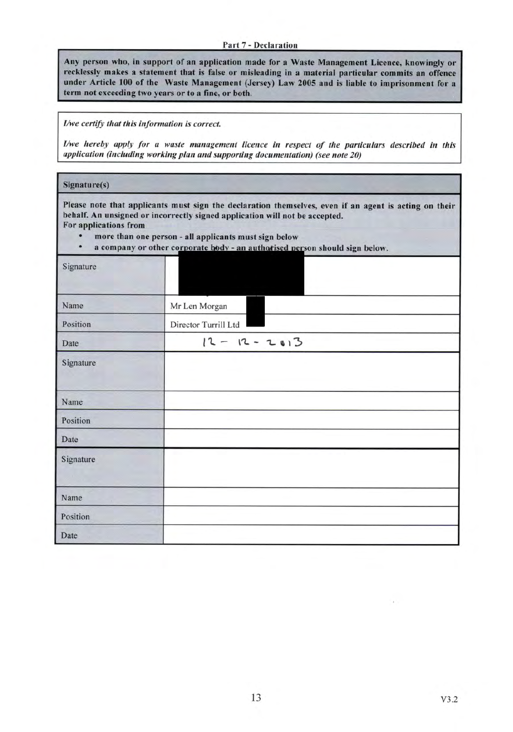## Part 7 - Declaration

**Any person who, in support of an application made for a Waste Management Licence, knowingly or recklessly makes a statement that is false or misleading in a material particular commits an offence under Article 100 of the Waste Management (Jersey) Law 2005 and is liable to imprisonment for a term not exceeding two years or to a fine, or both.**

*I/we certify that this information is correct.*

*I/we hereby apply for a waste management licence in respect of the particulars described in this application (including working plan and supporting documentation) (see note 20)*

| Signature(s) | |
|---|---|
| **Please note that applicants must sign the declaration themselves, even if an agent is acting on their behalf. An unsigned or incorrectly signed application will not be accepted. For applications from** <br> • **more than one person - all applicants must sign below** <br> • **a company or other corporate body - an authorised person should sign below.** | |
| Signature | |
| Name | Mr Len Morgan |
| Position | Director Turrill Ltd |
| Date | 12 - 12 - 2013 |
| Signature | |
| Name | |
| Position | |
| Date | |
| Signature | |
| Name | |
| Position | |
| Date | |

V3.2